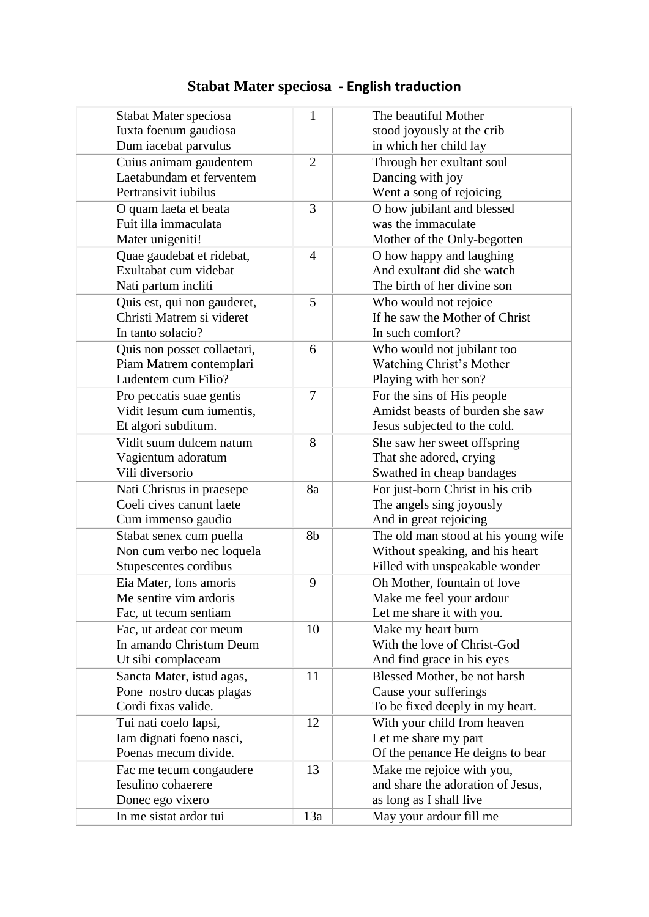# Stabat Mater speciosa - English traduction

| Latin | No. | English |
|---|---|---|
| Stabat Mater speciosa<br>Iuxta foenum gaudiosa<br>Dum iacebat parvulus | 1 | The beautiful Mother<br>stood joyously at the crib<br>in which her child lay |
| Cuius animam gaudentem<br>Laetabundam et ferventem<br>Pertransivit iubilus | 2 | Through her exultant soul<br>Dancing with joy<br>Went a song of rejoicing |
| O quam laeta et beata<br>Fuit illa immaculata<br>Mater unigeniti! | 3 | O how jubilant and blessed<br>was the immaculate<br>Mother of the Only-begotten |
| Quae gaudebat et ridebat,<br>Exultabat cum videbat<br>Nati partum incliti | 4 | O how happy and laughing<br>And exultant did she watch<br>The birth of her divine son |
| Quis est, qui non gauderet,<br>Christi Matrem si videret<br>In tanto solacio? | 5 | Who would not rejoice<br>If he saw the Mother of Christ<br>In such comfort? |
| Quis non posset collaetari,<br>Piam Matrem contemplari<br>Ludentem cum Filio? | 6 | Who would not jubilant too<br>Watching Christ's Mother<br>Playing with her son? |
| Pro peccatis suae gentis<br>Vidit Iesum cum iumentis,<br>Et algori subditum. | 7 | For the sins of His people<br>Amidst beasts of burden she saw<br>Jesus subjected to the cold. |
| Vidit suum dulcem natum<br>Vagientum adoratum<br>Vili diversorio | 8 | She saw her sweet offspring<br>That she adored, crying<br>Swathed in cheap bandages |
| Nati Christus in praesepe<br>Coeli cives canunt laete<br>Cum immenso gaudio | 8a | For just-born Christ in his crib<br>The angels sing joyously<br>And in great rejoicing |
| Stabat senex cum puella<br>Non cum verbo nec loquela<br>Stupescentes cordibus | 8b | The old man stood at his young wife<br>Without speaking, and his heart<br>Filled with unspeakable wonder |
| Eia Mater, fons amoris<br>Me sentire vim ardoris<br>Fac, ut tecum sentiam | 9 | Oh Mother, fountain of love<br>Make me feel your ardour<br>Let me share it with you. |
| Fac, ut ardeat cor meum<br>In amando Christum Deum<br>Ut sibi complaceam | 10 | Make my heart burn<br>With the love of Christ-God<br>And find grace in his eyes |
| Sancta Mater, istud agas,<br>Pone nostro ducas plagas<br>Cordi fixas valide. | 11 | Blessed Mother, be not harsh<br>Cause your sufferings<br>To be fixed deeply in my heart. |
| Tui nati coelo lapsi,<br>Iam dignati foeno nasci,<br>Poenas mecum divide. | 12 | With your child from heaven<br>Let me share my part<br>Of the penance He deigns to bear |
| Fac me tecum congaudere<br>Iesulino cohaerere<br>Donec ego vixero | 13 | Make me rejoice with you,<br>and share the adoration of Jesus,<br>as long as I shall live |
| In me sistat ardor tui | 13a | May your ardour fill me |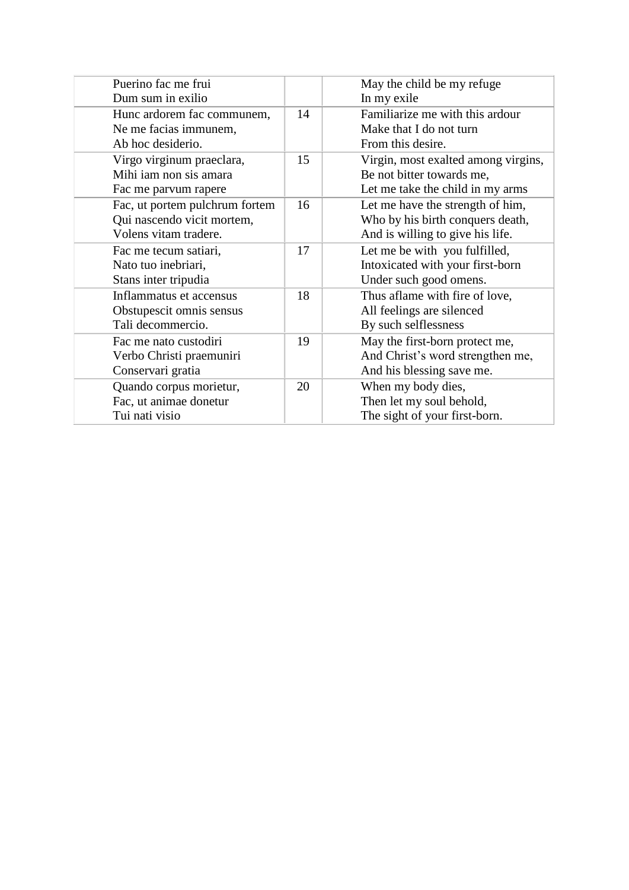| | | |
|---|---|---|
| Puerino fac me frui<br>Dum sum in exilio | | May the child be my refuge<br>In my exile |
| Hunc ardorem fac communem,<br>Ne me facias immunem,<br>Ab hoc desiderio. | 14 | Familiarize me with this ardour<br>Make that I do not turn<br>From this desire. |
| Virgo virginum praeclara,<br>Mihi iam non sis amara<br>Fac me parvum rapere | 15 | Virgin, most exalted among virgins,<br>Be not bitter towards me,<br>Let me take the child in my arms |
| Fac, ut portem pulchrum fortem<br>Qui nascendo vicit mortem,<br>Volens vitam tradere. | 16 | Let me have the strength of him,<br>Who by his birth conquers death,<br>And is willing to give his life. |
| Fac me tecum satiari,<br>Nato tuo inebriari,<br>Stans inter tripudia | 17 | Let me be with you fulfilled,<br>Intoxicated with your first-born<br>Under such good omens. |
| Inflammatus et accensus<br>Obstupescit omnis sensus<br>Tali decommercio. | 18 | Thus aflame with fire of love,<br>All feelings are silenced<br>By such selflessness |
| Fac me nato custodiri<br>Verbo Christi praemuniri<br>Conservari gratia | 19 | May the first-born protect me,<br>And Christ's word strengthen me,<br>And his blessing save me. |
| Quando corpus morietur,<br>Fac, ut animae donetur<br>Tui nati visio | 20 | When my body dies,<br>Then let my soul behold,<br>The sight of your first-born. |